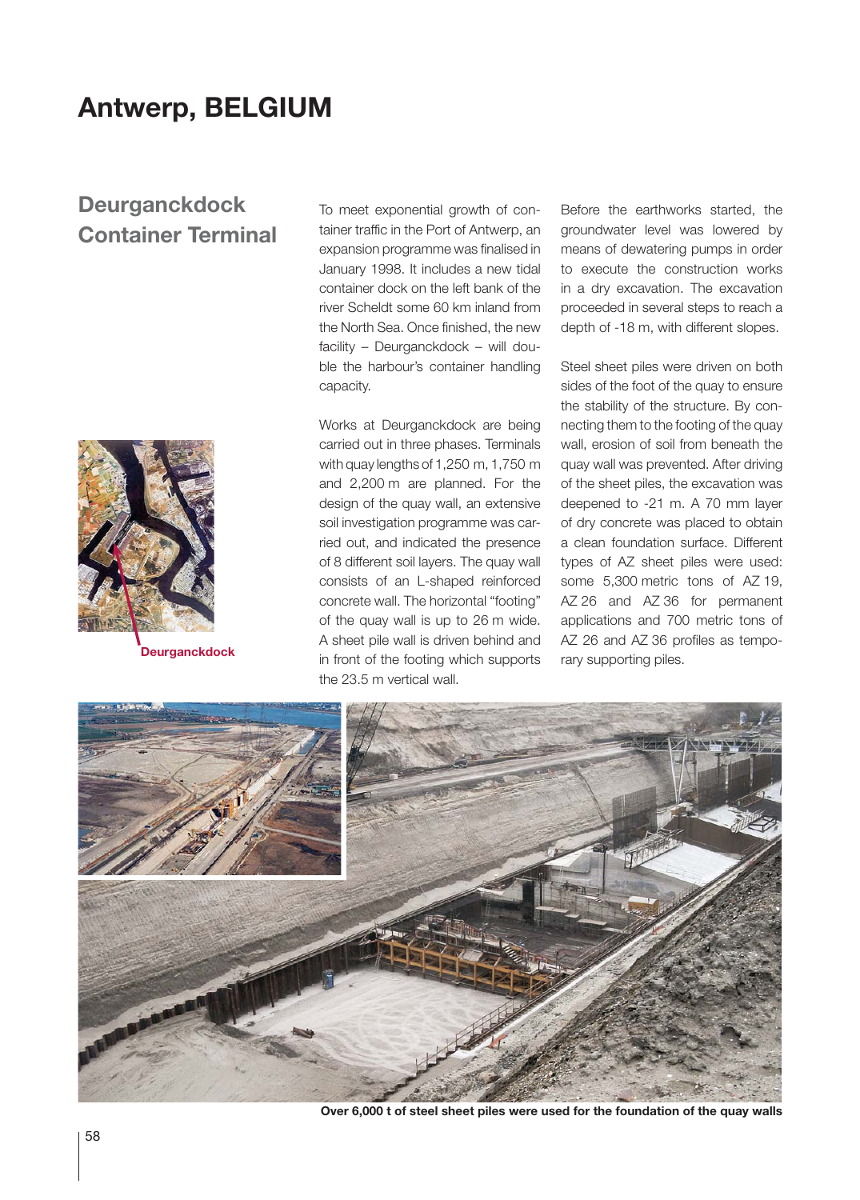# Antwerp, BELGIUM

## Deurganckdock Container Terminal

To meet exponential growth of container traffic in the Port of Antwerp, an expansion programme was finalised in January 1998. It includes a new tidal container dock on the left bank of the river Scheldt some 60 km inland from the North Sea. Once finished, the new facility – Deurganckdock – will double the harbour's container handling capacity.

Works at Deurganckdock are being carried out in three phases. Terminals with quay lengths of 1,250 m, 1,750 m and 2,200 m are planned. For the design of the quay wall, an extensive soil investigation programme was carried out, and indicated the presence of 8 different soil layers. The quay wall consists of an L-shaped reinforced concrete wall. The horizontal "footing" of the quay wall is up to 26 m wide. A sheet pile wall is driven behind and in front of the footing which supports the 23.5 m vertical wall.

Before the earthworks started, the groundwater level was lowered by means of dewatering pumps in order to execute the construction works in a dry excavation. The excavation proceeded in several steps to reach a depth of -18 m, with different slopes.

Steel sheet piles were driven on both sides of the foot of the quay to ensure the stability of the structure. By connecting them to the footing of the quay wall, erosion of soil from beneath the quay wall was prevented. After driving of the sheet piles, the excavation was deepened to -21 m. A 70 mm layer of dry concrete was placed to obtain a clean foundation surface. Different types of AZ sheet piles were used: some 5,300 metric tons of AZ 19, AZ 26 and AZ 36 for permanent applications and 700 metric tons of AZ 26 and AZ 36 profiles as temporary supporting piles.

Deurganckdock

Over 6,000 t of steel sheet piles were used for the foundation of the quay walls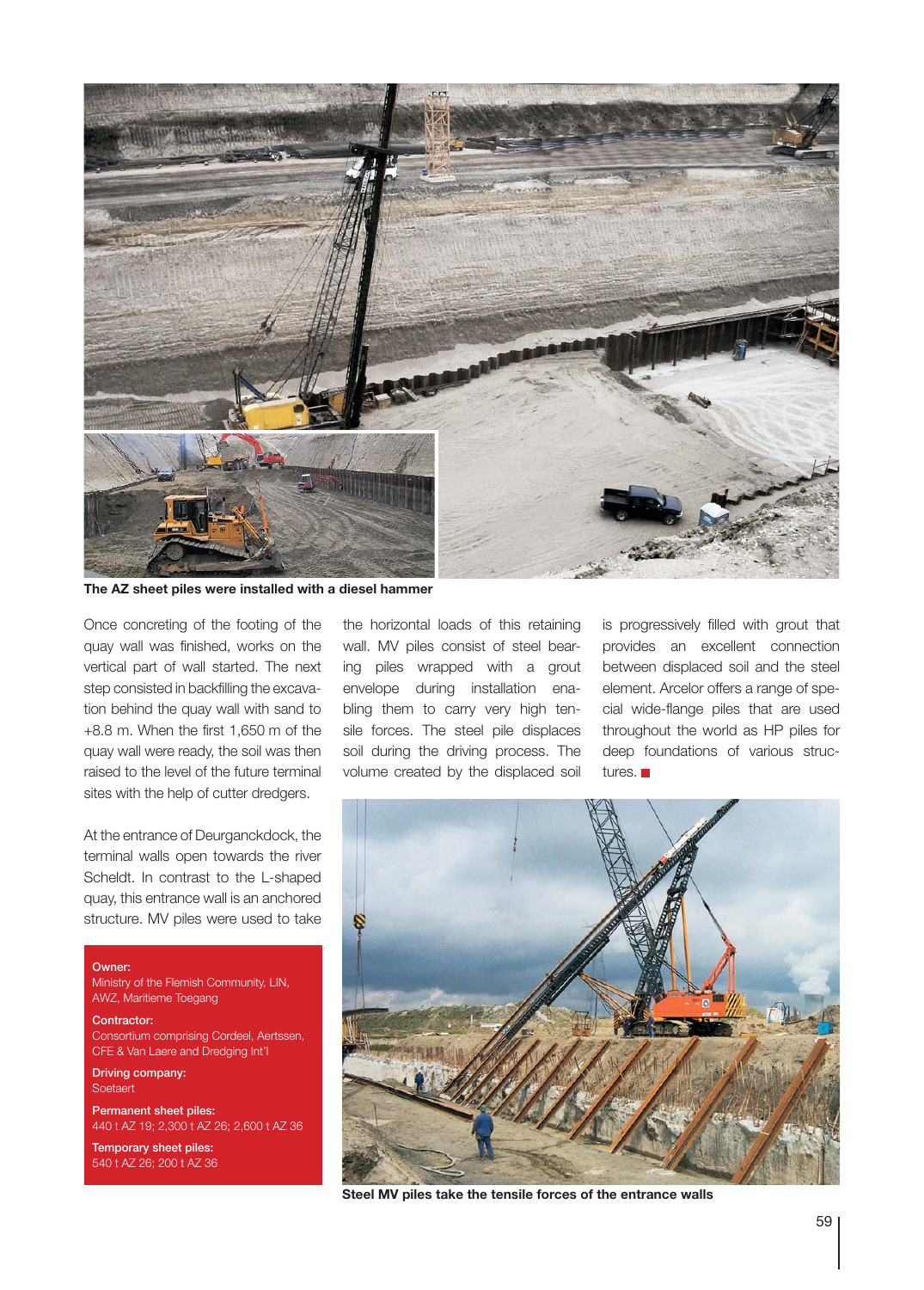The AZ sheet piles were installed with a diesel hammer

Once concreting of the footing of the quay wall was finished, works on the vertical part of wall started. The next step consisted in backfilling the excavation behind the quay wall with sand to +8.8 m. When the first 1,650 m of the quay wall were ready, the soil was then raised to the level of the future terminal sites with the help of cutter dredgers.

At the entrance of Deurganckdock, the terminal walls open towards the river Scheldt. In contrast to the L-shaped quay, this entrance wall is an anchored structure. MV piles were used to take the horizontal loads of this retaining wall. MV piles consist of steel bearing piles wrapped with a grout envelope during installation enabling them to carry very high tensile forces. The steel pile displaces soil during the driving process. The volume created by the displaced soil is progressively filled with grout that provides an excellent connection between displaced soil and the steel element. Arcelor offers a range of special wide-flange piles that are used throughout the world as HP piles for deep foundations of various structures. ■

**Owner:**
Ministry of the Flemish Community, LIN, AWZ, Maritieme Toegang

**Contractor:**
Consortium comprising Cordeel, Aertssen, CFE & Van Laere and Dredging Int'l

**Driving company:**
Soetaert

**Permanent sheet piles:**
440 t AZ 19; 2,300 t AZ 26; 2,600 t AZ 36

**Temporary sheet piles:**
540 t AZ 26; 200 t AZ 36

Steel MV piles take the tensile forces of the entrance walls